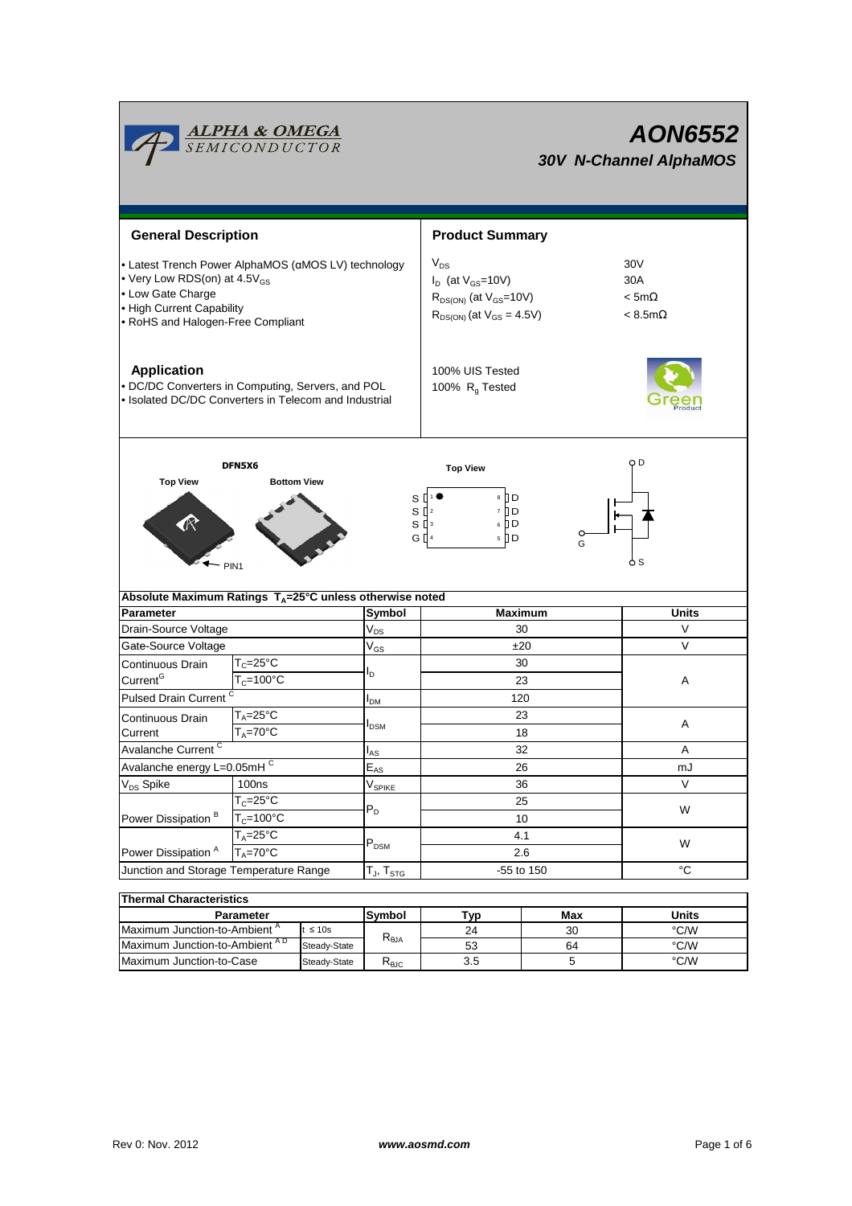# AON6552

## 30V N-Channel AlphaMOS

### General Description

- Latest Trench Power AlphaMOS (αMOS LV) technology
- Very Low RDS(on) at 4.5$V_{GS}$
- Low Gate Charge
- High Current Capability
- RoHS and Halogen-Free Compliant

### Application

- DC/DC Converters in Computing, Servers, and POL
- Isolated DC/DC Converters in Telecom and Industrial

### Product Summary

| | |
|---|---|
| $V_{DS}$ | 30V |
| $I_D$ (at $V_{GS}$=10V) | 30A |
| $R_{DS(ON)}$ (at $V_{GS}$=10V) | < 5mΩ |
| $R_{DS(ON)}$ (at $V_{GS}$ = 4.5V) | < 8.5mΩ |

100% UIS Tested
100% $R_g$ Tested

DFN5X6

Top View    Bottom View

PIN1

Top View

S 1 ● 8 D
S 2 7 D
S 3 6 D
G 4 5 D

D, G, S

### Absolute Maximum Ratings $T_A$=25°C unless otherwise noted

| Parameter | | Symbol | Maximum | Units |
|---|---|---|---|---|
| Drain-Source Voltage | | $V_{DS}$ | 30 | V |
| Gate-Source Voltage | | $V_{GS}$ | ±20 | V |
| Continuous Drain Current[G] | $T_C$=25°C | $I_D$ | 30 | A |
| | $T_C$=100°C | | 23 | |
| Pulsed Drain Current [C] | | $I_{DM}$ | 120 | |
| Continuous Drain Current | $T_A$=25°C | $I_{DSM}$ | 23 | A |
| | $T_A$=70°C | | 18 | |
| Avalanche Current [C] | | $I_{AS}$ | 32 | A |
| Avalanche energy L=0.05mH [C] | | $E_{AS}$ | 26 | mJ |
| $V_{DS}$ Spike | 100ns | $V_{SPIKE}$ | 36 | V |
| Power Dissipation [B] | $T_C$=25°C | $P_D$ | 25 | W |
| | $T_C$=100°C | | 10 | |
| Power Dissipation [A] | $T_A$=25°C | $P_{DSM}$ | 4.1 | W |
| | $T_A$=70°C | | 2.6 | |
| Junction and Storage Temperature Range | | $T_J$, $T_{STG}$ | -55 to 150 | °C |

### Thermal Characteristics

| Parameter | | Symbol | Typ | Max | Units |
|---|---|---|---|---|---|
| Maximum Junction-to-Ambient [A] | t ≤ 10s | $R_{\theta JA}$ | 24 | 30 | °C/W |
| Maximum Junction-to-Ambient [A D] | Steady-State | | 53 | 64 | °C/W |
| Maximum Junction-to-Case | Steady-State | $R_{\theta JC}$ | 3.5 | 5 | °C/W |

Rev 0: Nov. 2012    www.aosmd.com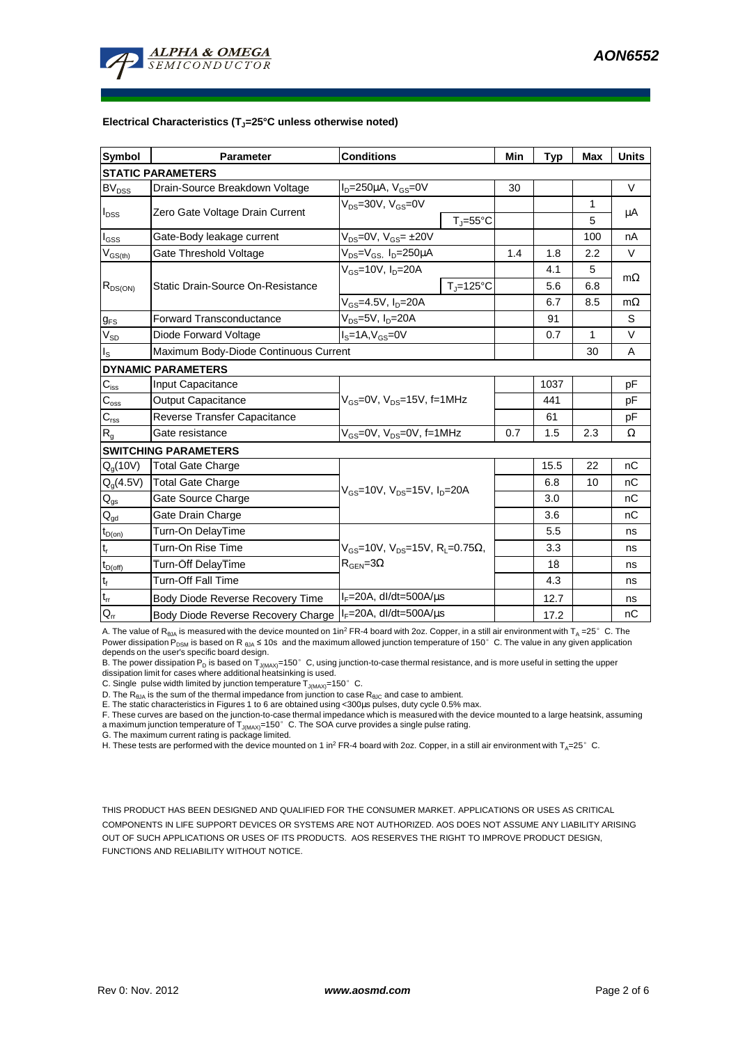### Electrical Characteristics ($T_J$=25°C unless otherwise noted)

| Symbol | Parameter | Conditions | | Min | Typ | Max | Units |
|---|---|---|---|---|---|---|---|
| **STATIC PARAMETERS** | | | | | | | |
| $BV_{DSS}$ | Drain-Source Breakdown Voltage | $I_D$=250µA, $V_{GS}$=0V | | 30 | | | V |
| $I_{DSS}$ | Zero Gate Voltage Drain Current | $V_{DS}$=30V, $V_{GS}$=0V | | | | 1 | µA |
| | | | $T_J$=55°C | | | 5 | |
| $I_{GSS}$ | Gate-Body leakage current | $V_{DS}$=0V, $V_{GS}$= ±20V | | | | 100 | nA |
| $V_{GS(th)}$ | Gate Threshold Voltage | $V_{DS}$=$V_{GS}$, $I_D$=250µA | | 1.4 | 1.8 | 2.2 | V |
| $R_{DS(ON)}$ | Static Drain-Source On-Resistance | $V_{GS}$=10V, $I_D$=20A | | | 4.1 | 5 | mΩ |
| | | | $T_J$=125°C | | 5.6 | 6.8 | |
| | | $V_{GS}$=4.5V, $I_D$=20A | | | 6.7 | 8.5 | mΩ |
| $g_{FS}$ | Forward Transconductance | $V_{DS}$=5V, $I_D$=20A | | | 91 | | S |
| $V_{SD}$ | Diode Forward Voltage | $I_S$=1A,$V_{GS}$=0V | | | 0.7 | 1 | V |
| $I_S$ | Maximum Body-Diode Continuous Current | | | | | 30 | A |
| **DYNAMIC PARAMETERS** | | | | | | | |
| $C_{iss}$ | Input Capacitance | $V_{GS}$=0V, $V_{DS}$=15V, f=1MHz | | | 1037 | | pF |
| $C_{oss}$ | Output Capacitance | | | | 441 | | pF |
| $C_{rss}$ | Reverse Transfer Capacitance | | | | 61 | | pF |
| $R_g$ | Gate resistance | $V_{GS}$=0V, $V_{DS}$=0V, f=1MHz | | 0.7 | 1.5 | 2.3 | Ω |
| **SWITCHING PARAMETERS** | | | | | | | |
| $Q_g$(10V) | Total Gate Charge | $V_{GS}$=10V, $V_{DS}$=15V, $I_D$=20A | | | 15.5 | 22 | nC |
| $Q_g$(4.5V) | Total Gate Charge | | | | 6.8 | 10 | nC |
| $Q_{gs}$ | Gate Source Charge | | | | 3.0 | | nC |
| $Q_{gd}$ | Gate Drain Charge | | | | 3.6 | | nC |
| $t_{D(on)}$ | Turn-On DelayTime | $V_{GS}$=10V, $V_{DS}$=15V, $R_L$=0.75Ω, $R_{GEN}$=3Ω | | | 5.5 | | ns |
| $t_r$ | Turn-On Rise Time | | | | 3.3 | | ns |
| $t_{D(off)}$ | Turn-Off DelayTime | | | | 18 | | ns |
| $t_f$ | Turn-Off Fall Time | | | | 4.3 | | ns |
| $t_{rr}$ | Body Diode Reverse Recovery Time | $I_F$=20A, dI/dt=500A/µs | | | 12.7 | | ns |
| $Q_{rr}$ | Body Diode Reverse Recovery Charge | $I_F$=20A, dI/dt=500A/µs | | | 17.2 | | nC |

A. The value of $R_{\theta JA}$ is measured with the device mounted on 1in² FR-4 board with 2oz. Copper, in a still air environment with $T_A$ =25° C. The Power dissipation $P_{DSM}$ is based on R $_{\theta JA}$ ≤ 10s and the maximum allowed junction temperature of 150° C. The value in any given application depends on the user's specific board design.
B. The power dissipation $P_D$ is based on $T_{J(MAX)}$=150° C, using junction-to-case thermal resistance, and is more useful in setting the upper dissipation limit for cases where additional heatsinking is used.
C. Single pulse width limited by junction temperature $T_{J(MAX)}$=150° C.
D. The $R_{\theta JA}$ is the sum of the thermal impedance from junction to case $R_{\theta JC}$ and case to ambient.
E. The static characteristics in Figures 1 to 6 are obtained using <300µs pulses, duty cycle 0.5% max.
F. These curves are based on the junction-to-case thermal impedance which is measured with the device mounted to a large heatsink, assuming a maximum junction temperature of $T_{J(MAX)}$=150° C. The SOA curve provides a single pulse rating.
G. The maximum current rating is package limited.
H. These tests are performed with the device mounted on 1 in² FR-4 board with 2oz. Copper, in a still air environment with $T_A$=25° C.

THIS PRODUCT HAS BEEN DESIGNED AND QUALIFIED FOR THE CONSUMER MARKET. APPLICATIONS OR USES AS CRITICAL COMPONENTS IN LIFE SUPPORT DEVICES OR SYSTEMS ARE NOT AUTHORIZED. AOS DOES NOT ASSUME ANY LIABILITY ARISING OUT OF SUCH APPLICATIONS OR USES OF ITS PRODUCTS. AOS RESERVES THE RIGHT TO IMPROVE PRODUCT DESIGN, FUNCTIONS AND RELIABILITY WITHOUT NOTICE.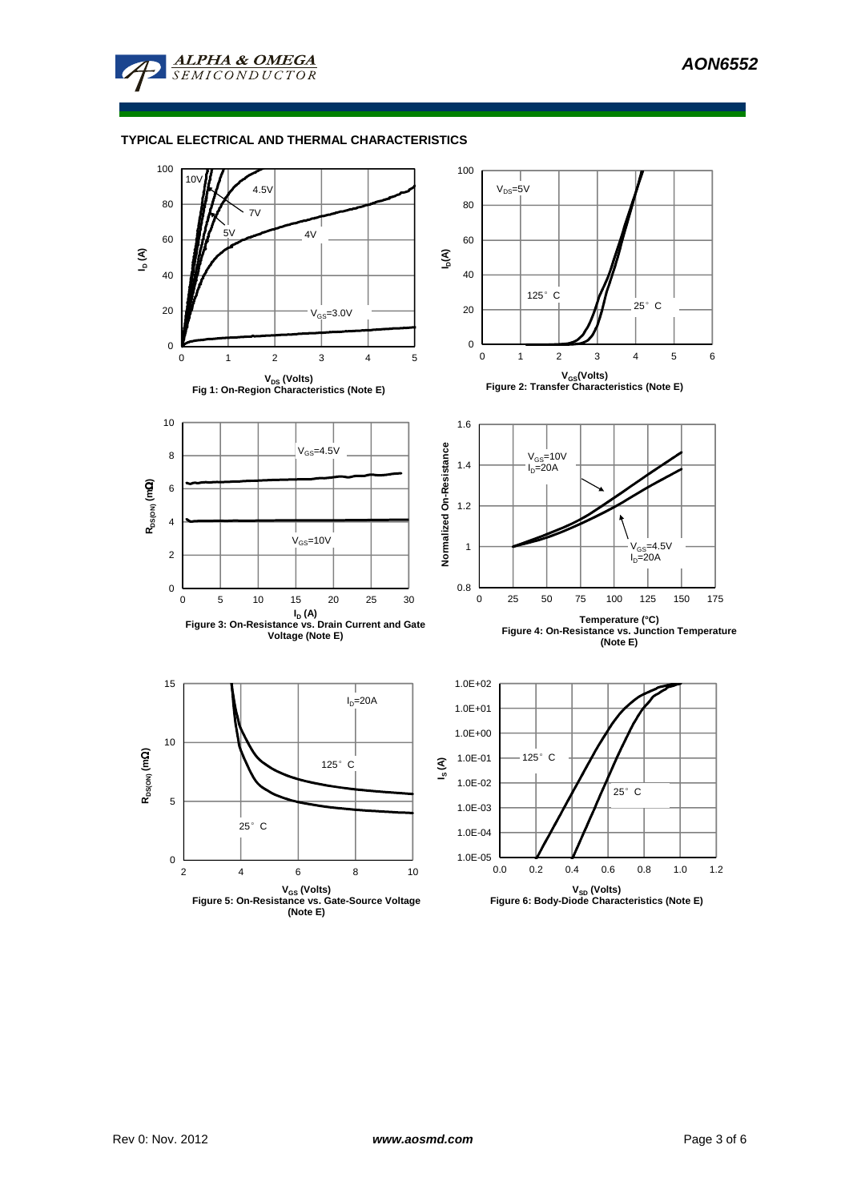## TYPICAL ELECTRICAL AND THERMAL CHARACTERISTICS

Fig 1: On-Region Characteristics (Note E)

Figure 2: Transfer Characteristics (Note E)

Figure 3: On-Resistance vs. Drain Current and Gate Voltage (Note E)

Figure 4: On-Resistance vs. Junction Temperature (Note E)

Figure 5: On-Resistance vs. Gate-Source Voltage (Note E)

Figure 6: Body-Diode Characteristics (Note E)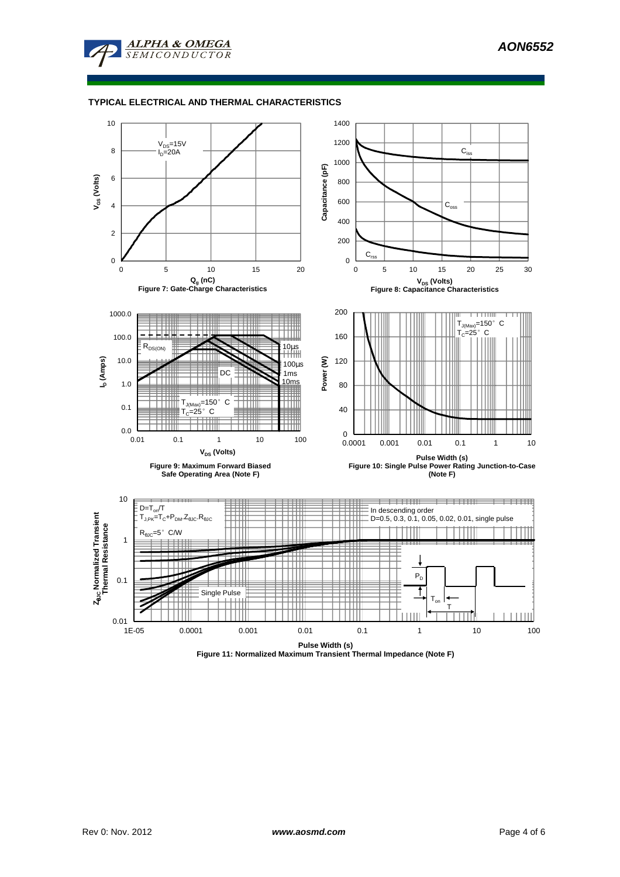## TYPICAL ELECTRICAL AND THERMAL CHARACTERISTICS

$V_{DS}$=15V
$I_D$=20A

$V_{GS}$ (Volts)

$Q_g$ (nC)

Figure 7: Gate-Charge Characteristics

$C_{iss}$

$C_{oss}$

$C_{rss}$

Capacitance (pF)

$V_{DS}$ (Volts)

Figure 8: Capacitance Characteristics

$R_{DS(ON)}$

10µs

100µs

1ms

10ms

DC

$T_{J(Max)}$=150° C
$T_C$=25° C

$I_D$ (Amps)

$V_{DS}$ (Volts)

Figure 9: Maximum Forward Biased Safe Operating Area (Note F)

$T_{J(Max)}$=150° C
$T_C$=25° C

Power (W)

Pulse Width (s)

Figure 10: Single Pulse Power Rating Junction-to-Case (Note F)

$D=T_{on}/T$
$T_{J,PK}=T_C+P_{DM}.Z_{\theta JC}.R_{\theta JC}$

$R_{\theta JC}$=5° C/W

In descending order
D=0.5, 0.3, 0.1, 0.05, 0.02, 0.01, single pulse

Single Pulse

$P_D$

$T_{on}$

T

$Z_{\theta JC}$ Normalized Transient Thermal Resistance

Pulse Width (s)

Figure 11: Normalized Maximum Transient Thermal Impedance (Note F)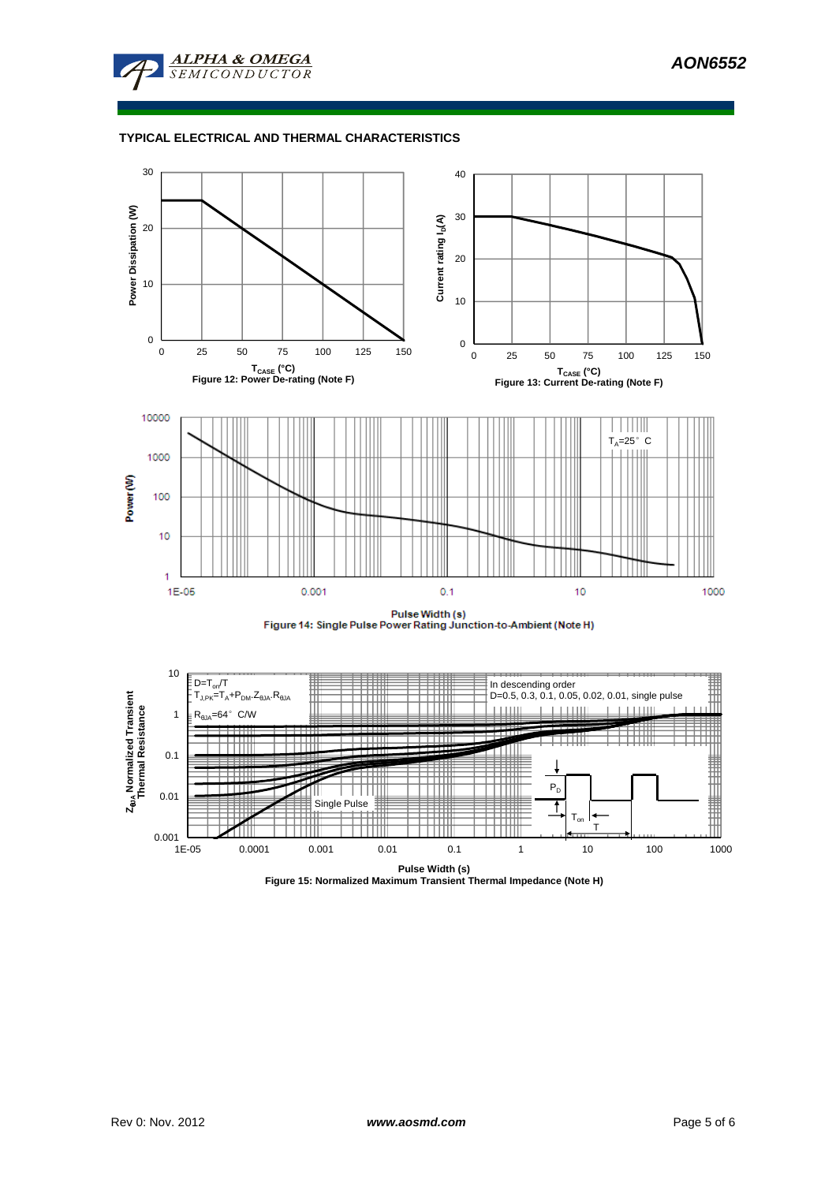## TYPICAL ELECTRICAL AND THERMAL CHARACTERISTICS

Power Dissipation (W)

$T_{CASE}$ (°C)

Figure 12: Power De-rating (Note F)

Current rating $I_D$(A)

$T_{CASE}$ (°C)

Figure 13: Current De-rating (Note F)

$T_A$=25°C

Power (W)

Pulse Width (s)

Figure 14: Single Pulse Power Rating Junction-to-Ambient (Note H)

$D=T_{on}/T$

$T_{J,PK}=T_A+P_{DM}.Z_{\theta JA}.R_{\theta JA}$

$R_{\theta JA}$=64°C/W

In descending order

D=0.5, 0.3, 0.1, 0.05, 0.02, 0.01, single pulse

Single Pulse

$P_D$

$T_{on}$

T

$Z_{\theta JA}$ Normalized Transient Thermal Resistance

Pulse Width (s)

Figure 15: Normalized Maximum Transient Thermal Impedance (Note H)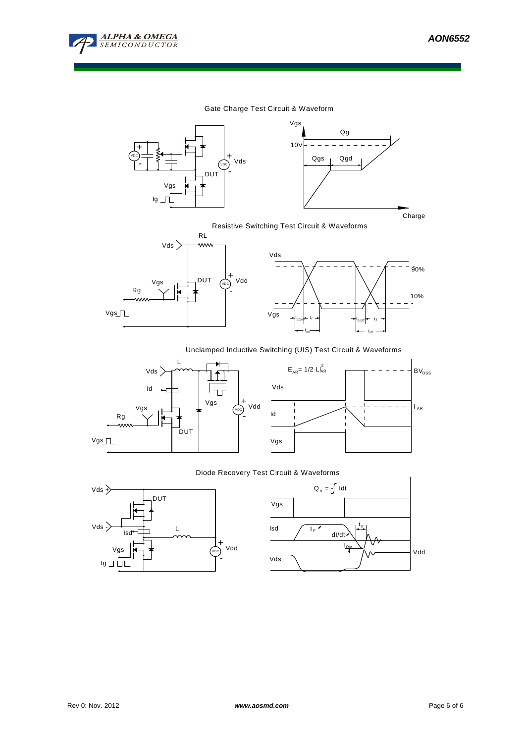## Gate Charge Test Circuit & Waveform

VDC
+
-
DUT
Vgs
Ig
+
VDC
Vds
-

Vgs
Qg
10V
Qgs
Qgd
Charge

## Resistive Switching Test Circuit & Waveforms

RL
Vds
Vgs
DUT
Rg
+
VDC
Vdd
-
Vgs

Vds
90%
10%
Vgs
$t_{d(on)}$
$t_r$
$t_{on}$
$t_{d(off)}$
$t_f$
$t_{off}$

## Unclamped Inductive Switching (UIS) Test Circuit & Waveforms

L
Vds
Id
Vgs
Vgs
Rg
DUT
+
VDC
Vdd
-
Vgs

$E_{AR} = 1/2\ LI_{AR}^2$
$BV_{DSS}$
Vds
Id
$I_{AR}$
Vgs

## Diode Recovery Test Circuit & Waveforms

Vds +
DUT
Vds -
Isd
L
Vgs
Ig
+
VDC
Vdd
-

$Q_{rr} = -\int Idt$
Vgs
Isd
$I_F$
$t_{rr}$
dI/dt
$I_{RM}$
Vds
Vdd